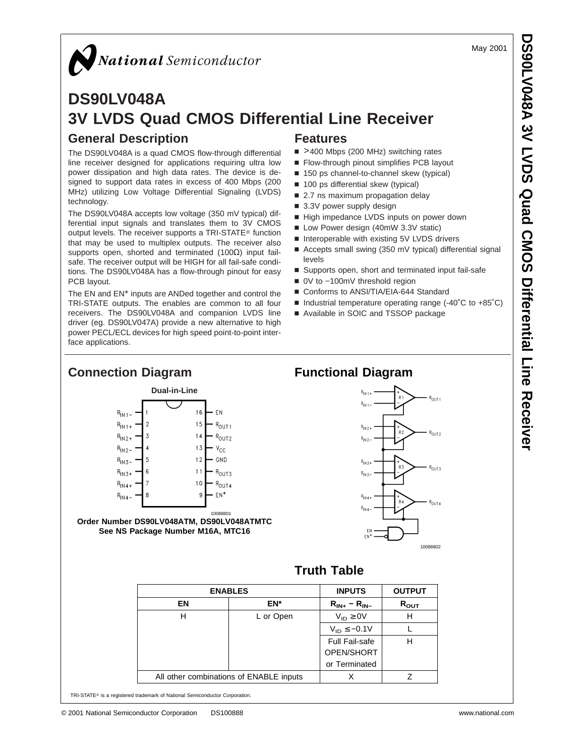May 2001

# DS90LV048A
# 3V LVDS Quad CMOS Differential Line Receiver

## General Description

The DS90LV048A is a quad CMOS flow-through differential line receiver designed for applications requiring ultra low power dissipation and high data rates. The device is designed to support data rates in excess of 400 Mbps (200 MHz) utilizing Low Voltage Differential Signaling (LVDS) technology.

The DS90LV048A accepts low voltage (350 mV typical) differential input signals and translates them to 3V CMOS output levels. The receiver supports a TRI-STATE® function that may be used to multiplex outputs. The receiver also supports open, shorted and terminated (100Ω) input fail-safe. The receiver output will be HIGH for all fail-safe conditions. The DS90LV048A has a flow-through pinout for easy PCB layout.

The EN and EN* inputs are ANDed together and control the TRI-STATE outputs. The enables are common to all four receivers. The DS90LV048A and companion LVDS line driver (eg. DS90LV047A) provide a new alternative to high power PECL/ECL devices for high speed point-to-point interface applications.

## Features

- >400 Mbps (200 MHz) switching rates
- Flow-through pinout simplifies PCB layout
- 150 ps channel-to-channel skew (typical)
- 100 ps differential skew (typical)
- 2.7 ns maximum propagation delay
- 3.3V power supply design
- High impedance LVDS inputs on power down
- Low Power design (40mW 3.3V static)
- Interoperable with existing 5V LVDS drivers
- Accepts small swing (350 mV typical) differential signal levels
- Supports open, short and terminated input fail-safe
- 0V to −100mV threshold region
- Conforms to ANSI/TIA/EIA-644 Standard
- Industrial temperature operating range (-40˚C to +85˚C)
- Available in SOIC and TSSOP package

## Connection Diagram

**Dual-in-Line**

| Pin | Name | Pin | Name |
|---|---|---|---|
| 1 | $R_{IN1-}$ | 16 | EN |
| 2 | $R_{IN1+}$ | 15 | $R_{OUT1}$ |
| 3 | $R_{IN2+}$ | 14 | $R_{OUT2}$ |
| 4 | $R_{IN2-}$ | 13 | $V_{CC}$ |
| 5 | $R_{IN3-}$ | 12 | GND |
| 6 | $R_{IN3+}$ | 11 | $R_{OUT3}$ |
| 7 | $R_{IN4+}$ | 10 | $R_{OUT4}$ |
| 8 | $R_{IN4-}$ | 9 | EN* |

10088801

**Order Number DS90LV048ATM, DS90LV048ATMTC**
**See NS Package Number M16A, MTC16**

## Functional Diagram

10088802

## Truth Table

| ENABLES | | INPUTS | OUTPUT |
|---|---|---|---|
| EN | EN* | $R_{IN+} - R_{IN-}$ | $R_{OUT}$ |
| H | L or Open | $V_{ID} \geq 0V$ | H |
| | | $V_{ID} \leq -0.1V$ | L |
| | | Full Fail-safe OPEN/SHORT or Terminated | H |
| All other combinations of ENABLE inputs | | X | Z |

TRI-STATE® is a registered trademark of National Semiconductor Corporation.

© 2001 National Semiconductor Corporation DS100888 www.national.com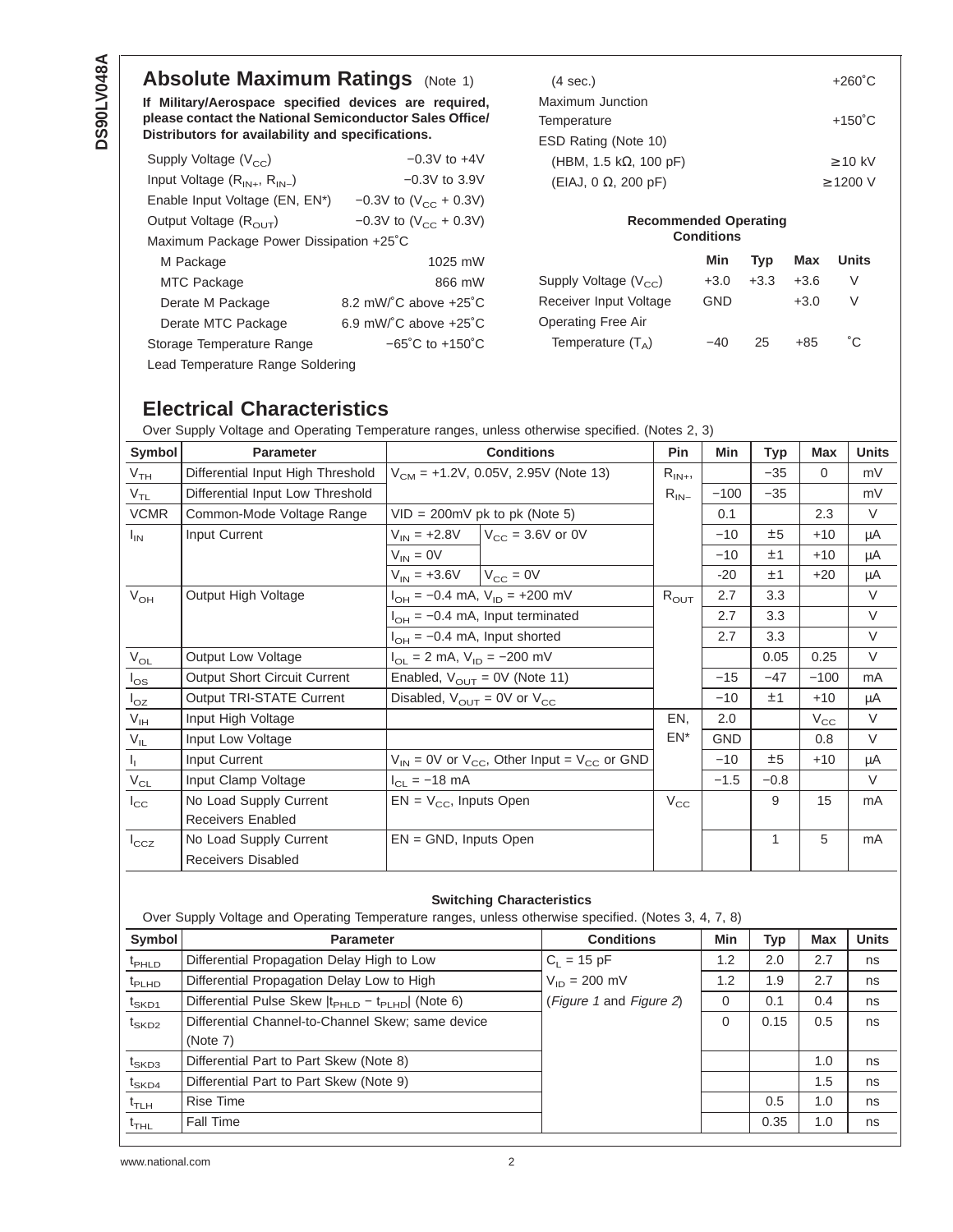## Absolute Maximum Ratings (Note 1)

**If Military/Aerospace specified devices are required, please contact the National Semiconductor Sales Office/ Distributors for availability and specifications.**

| | |
|---|---|
| Supply Voltage ($V_{CC}$) | −0.3V to +4V |
| Input Voltage ($R_{IN+}$, $R_{IN-}$) | −0.3V to 3.9V |
| Enable Input Voltage (EN, EN*) | −0.3V to ($V_{CC}$ + 0.3V) |
| Output Voltage ($R_{OUT}$) | −0.3V to ($V_{CC}$ + 0.3V) |
| Maximum Package Power Dissipation +25˚C | |
| M Package | 1025 mW |
| MTC Package | 866 mW |
| Derate M Package | 8.2 mW/˚C above +25˚C |
| Derate MTC Package | 6.9 mW/˚C above +25˚C |
| Storage Temperature Range | −65˚C to +150˚C |
| Lead Temperature Range Soldering | |
| (4 sec.) | +260˚C |
| Maximum Junction Temperature | +150˚C |
| ESD Rating (Note 10) | |
| (HBM, 1.5 kΩ, 100 pF) | ≥10 kV |
| (EIAJ, 0 Ω, 200 pF) | ≥1200 V |

### Recommended Operating Conditions

| | Min | Typ | Max | Units |
|---|---|---|---|---|
| Supply Voltage ($V_{CC}$) | +3.0 | +3.3 | +3.6 | V |
| Receiver Input Voltage | GND | | +3.0 | V |
| Operating Free Air Temperature ($T_A$) | −40 | 25 | +85 | ˚C |

## Electrical Characteristics

Over Supply Voltage and Operating Temperature ranges, unless otherwise specified. (Notes 2, 3)

| Symbol | Parameter | Conditions | | Pin | Min | Typ | Max | Units |
|---|---|---|---|---|---|---|---|---|
| $V_{TH}$ | Differential Input High Threshold | $V_{CM}$ = +1.2V, 0.05V, 2.95V (Note 13) | | $R_{IN+}$, | | −35 | 0 | mV |
| $V_{TL}$ | Differential Input Low Threshold | | | $R_{IN-}$ | −100 | −35 | | mV |
| VCMR | Common-Mode Voltage Range | VID = 200mV pk to pk (Note 5) | | | 0.1 | | 2.3 | V |
| $I_{IN}$ | Input Current | $V_{IN}$ = +2.8V | $V_{CC}$ = 3.6V or 0V | | −10 | ±5 | +10 | μA |
| | | $V_{IN}$ = 0V | | | −10 | ±1 | +10 | μA |
| | | $V_{IN}$ = +3.6V | $V_{CC}$ = 0V | | -20 | ±1 | +20 | μA |
| $V_{OH}$ | Output High Voltage | $I_{OH}$ = −0.4 mA, $V_{ID}$ = +200 mV | | $R_{OUT}$ | 2.7 | 3.3 | | V |
| | | $I_{OH}$ = −0.4 mA, Input terminated | | | 2.7 | 3.3 | | V |
| | | $I_{OH}$ = −0.4 mA, Input shorted | | | 2.7 | 3.3 | | V |
| $V_{OL}$ | Output Low Voltage | $I_{OL}$ = 2 mA, $V_{ID}$ = −200 mV | | | | 0.05 | 0.25 | V |
| $I_{OS}$ | Output Short Circuit Current | Enabled, $V_{OUT}$ = 0V (Note 11) | | | −15 | −47 | −100 | mA |
| $I_{OZ}$ | Output TRI-STATE Current | Disabled, $V_{OUT}$ = 0V or $V_{CC}$ | | | −10 | ±1 | +10 | μA |
| $V_{IH}$ | Input High Voltage | | | EN, | 2.0 | | $V_{CC}$ | V |
| $V_{IL}$ | Input Low Voltage | | | EN* | GND | | 0.8 | V |
| $I_I$ | Input Current | $V_{IN}$ = 0V or $V_{CC}$, Other Input = $V_{CC}$ or GND | | | −10 | ±5 | +10 | μA |
| $V_{CL}$ | Input Clamp Voltage | $I_{CL}$ = −18 mA | | | −1.5 | −0.8 | | V |
| $I_{CC}$ | No Load Supply Current Receivers Enabled | EN = $V_{CC}$, Inputs Open | | $V_{CC}$ | | 9 | 15 | mA |
| $I_{CCZ}$ | No Load Supply Current Receivers Disabled | EN = GND, Inputs Open | | | | 1 | 5 | mA |

### Switching Characteristics

Over Supply Voltage and Operating Temperature ranges, unless otherwise specified. (Notes 3, 4, 7, 8)

| Symbol | Parameter | Conditions | Min | Typ | Max | Units |
|---|---|---|---|---|---|---|
| $t_{PHLD}$ | Differential Propagation Delay High to Low | $C_L$ = 15 pF | 1.2 | 2.0 | 2.7 | ns |
| $t_{PLHD}$ | Differential Propagation Delay Low to High | $V_{ID}$ = 200 mV | 1.2 | 1.9 | 2.7 | ns |
| $t_{SKD1}$ | Differential Pulse Skew $\|t_{PHLD} - t_{PLHD}\|$ (Note 6) | (*Figure 1* and *Figure 2*) | 0 | 0.1 | 0.4 | ns |
| $t_{SKD2}$ | Differential Channel-to-Channel Skew; same device (Note 7) | | 0 | 0.15 | 0.5 | ns |
| $t_{SKD3}$ | Differential Part to Part Skew (Note 8) | | | | 1.0 | ns |
| $t_{SKD4}$ | Differential Part to Part Skew (Note 9) | | | | 1.5 | ns |
| $t_{TLH}$ | Rise Time | | | 0.5 | 1.0 | ns |
| $t_{THL}$ | Fall Time | | | 0.35 | 1.0 | ns |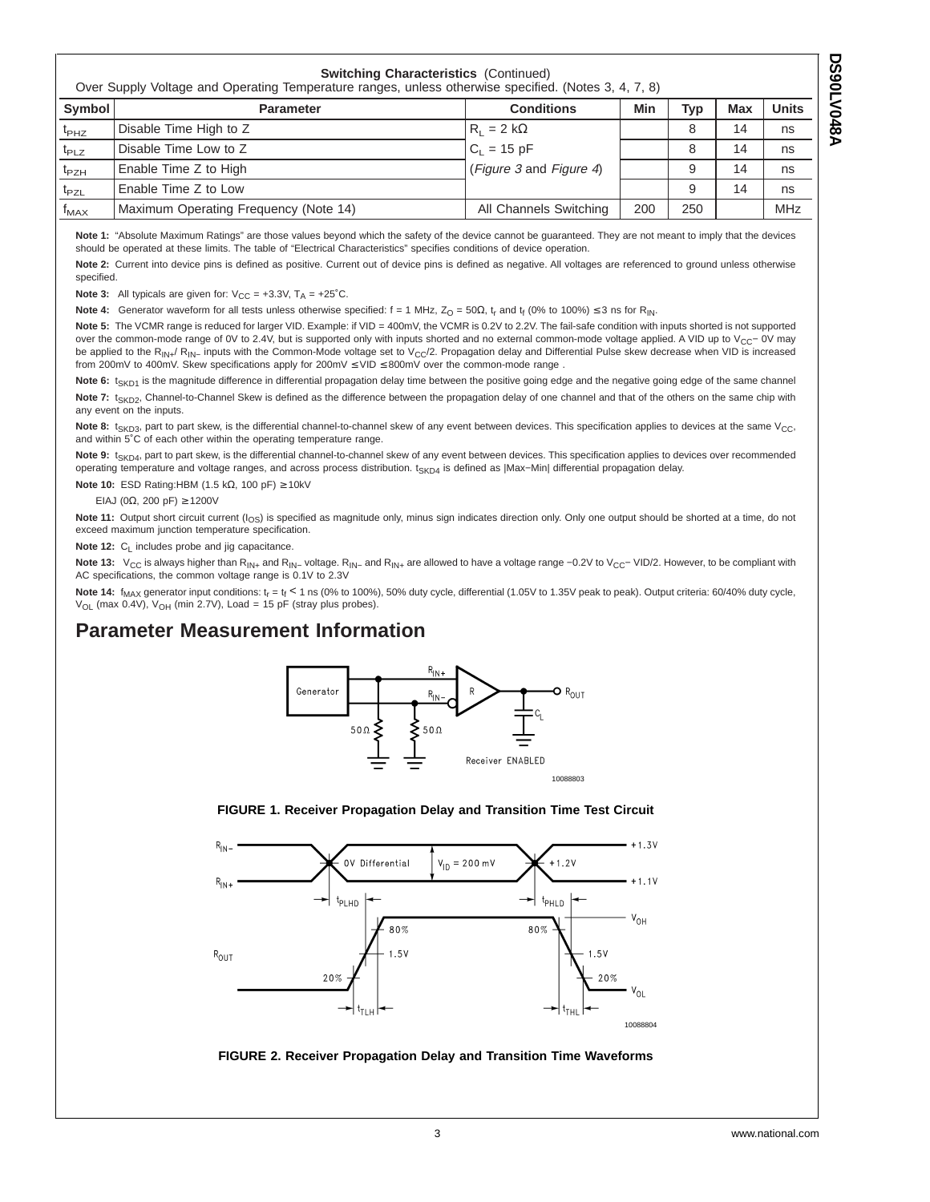**Switching Characteristics** (Continued)

Over Supply Voltage and Operating Temperature ranges, unless otherwise specified. (Notes 3, 4, 7, 8)

| Symbol | Parameter | Conditions | Min | Typ | Max | Units |
|---|---|---|---|---|---|---|
| $t_{PHZ}$ | Disable Time High to Z | $R_L$ = 2 kΩ | | 8 | 14 | ns |
| $t_{PLZ}$ | Disable Time Low to Z | $C_L$ = 15 pF | | 8 | 14 | ns |
| $t_{PZH}$ | Enable Time Z to High | (*Figure 3* and *Figure 4*) | | 9 | 14 | ns |
| $t_{PZL}$ | Enable Time Z to Low | | | 9 | 14 | ns |
| $f_{MAX}$ | Maximum Operating Frequency (Note 14) | All Channels Switching | 200 | 250 | | MHz |

**Note 1:** "Absolute Maximum Ratings" are those values beyond which the safety of the device cannot be guaranteed. They are not meant to imply that the devices should be operated at these limits. The table of "Electrical Characteristics" specifies conditions of device operation.

**Note 2:** Current into device pins is defined as positive. Current out of device pins is defined as negative. All voltages are referenced to ground unless otherwise specified.

**Note 3:** All typicals are given for: $V_{CC}$ = +3.3V, $T_A$ = +25˚C.

**Note 4:** Generator waveform for all tests unless otherwise specified: f = 1 MHz, $Z_O$ = 50Ω, $t_r$ and $t_f$ (0% to 100%) ≤ 3 ns for $R_{IN}$.

**Note 5:** The VCMR range is reduced for larger VID. Example: if VID = 400mV, the VCMR is 0.2V to 2.2V. The fail-safe condition with inputs shorted is not supported over the common-mode range of 0V to 2.4V, but is supported only with inputs shorted and no external common-mode voltage applied. A VID up to $V_{CC}$− 0V may be applied to the $R_{IN+}$/ $R_{IN-}$ inputs with the Common-Mode voltage set to $V_{CC}$/2. Propagation delay and Differential Pulse skew decrease when VID is increased from 200mV to 400mV. Skew specifications apply for 200mV ≤ VID ≤ 800mV over the common-mode range .

**Note 6:** $t_{SKD1}$ is the magnitude difference in differential propagation delay time between the positive going edge and the negative going edge of the same channel

**Note 7:** $t_{SKD2}$, Channel-to-Channel Skew is defined as the difference between the propagation delay of one channel and that of the others on the same chip with any event on the inputs.

**Note 8:** $t_{SKD3}$, part to part skew, is the differential channel-to-channel skew of any event between devices. This specification applies to devices at the same $V_{CC}$, and within 5˚C of each other within the operating temperature range.

**Note 9:** $t_{SKD4}$, part to part skew, is the differential channel-to-channel skew of any event between devices. This specification applies to devices over recommended operating temperature and voltage ranges, and across process distribution. $t_{SKD4}$ is defined as |Max−Min| differential propagation delay.

**Note 10:** ESD Rating:HBM (1.5 kΩ, 100 pF) ≥ 10kV

EIAJ (0Ω, 200 pF) ≥ 1200V

**Note 11:** Output short circuit current ($I_{OS}$) is specified as magnitude only, minus sign indicates direction only. Only one output should be shorted at a time, do not exceed maximum junction temperature specification.

**Note 12:** $C_L$ includes probe and jig capacitance.

**Note 13:** $V_{CC}$ is always higher than $R_{IN+}$ and $R_{IN-}$ voltage. $R_{IN-}$ and $R_{IN+}$ are allowed to have a voltage range −0.2V to $V_{CC}$− VID/2. However, to be compliant with AC specifications, the common voltage range is 0.1V to 2.3V

**Note 14:** $f_{MAX}$ generator input conditions: $t_r$ = $t_f$ < 1 ns (0% to 100%), 50% duty cycle, differential (1.05V to 1.35V peak to peak). Output criteria: 60/40% duty cycle, $V_{OL}$ (max 0.4V), $V_{OH}$ (min 2.7V), Load = 15 pF (stray plus probes).

## Parameter Measurement Information

**FIGURE 1. Receiver Propagation Delay and Transition Time Test Circuit**

**FIGURE 2. Receiver Propagation Delay and Transition Time Waveforms**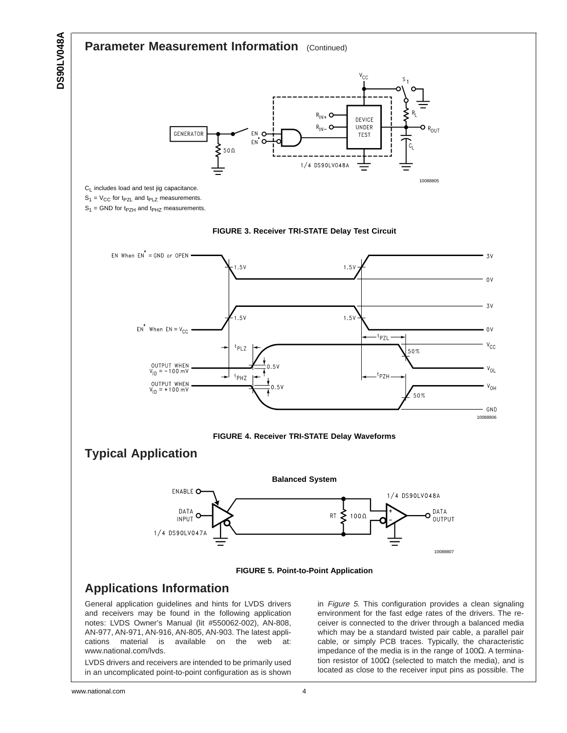## Parameter Measurement Information (Continued)

$C_L$ includes load and test jig capacitance.

$S_1 = V_{CC}$ for $t_{PZL}$ and $t_{PLZ}$ measurements.

$S_1$ = GND for $t_{PZH}$ and $t_{PHZ}$ measurements.

**FIGURE 3. Receiver TRI-STATE Delay Test Circuit**

**FIGURE 4. Receiver TRI-STATE Delay Waveforms**

## Typical Application

**FIGURE 5. Point-to-Point Application**

## Applications Information

General application guidelines and hints for LVDS drivers and receivers may be found in the following application notes: LVDS Owner's Manual (lit #550062-002), AN-808, AN-977, AN-971, AN-916, AN-805, AN-903. The latest applications material is available on the web at: www.national.com/lvds.

LVDS drivers and receivers are intended to be primarily used in an uncomplicated point-to-point configuration as is shown in *Figure 5*. This configuration provides a clean signaling environment for the fast edge rates of the drivers. The receiver is connected to the driver through a balanced media which may be a standard twisted pair cable, a parallel pair cable, or simply PCB traces. Typically, the characteristic impedance of the media is in the range of 100Ω. A termination resistor of 100Ω (selected to match the media), and is located as close to the receiver input pins as possible. The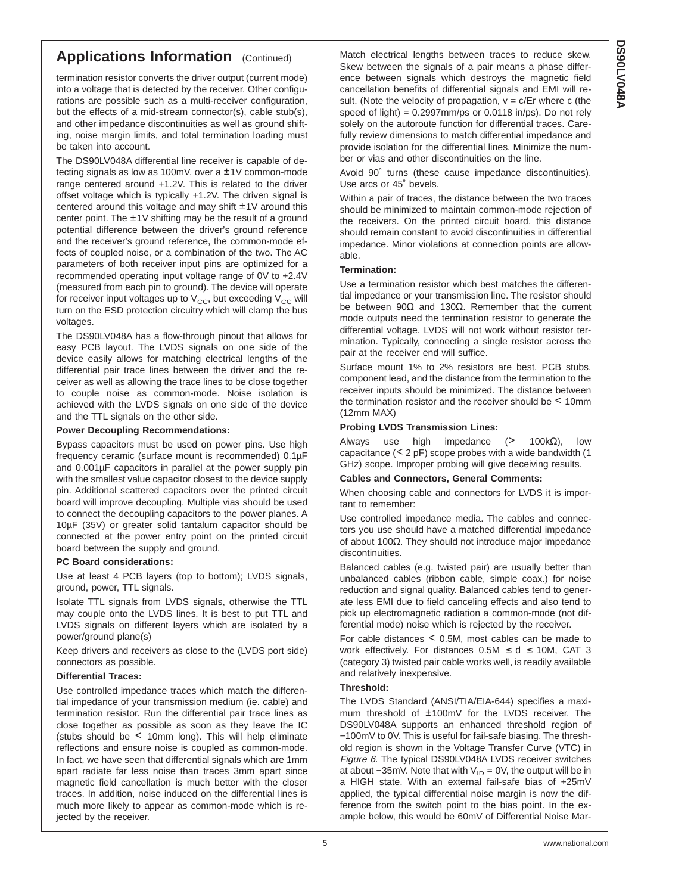## Applications Information (Continued)

termination resistor converts the driver output (current mode) into a voltage that is detected by the receiver. Other configurations are possible such as a multi-receiver configuration, but the effects of a mid-stream connector(s), cable stub(s), and other impedance discontinuities as well as ground shifting, noise margin limits, and total termination loading must be taken into account.

The DS90LV048A differential line receiver is capable of detecting signals as low as 100mV, over a ±1V common-mode range centered around +1.2V. This is related to the driver offset voltage which is typically +1.2V. The driven signal is centered around this voltage and may shift ±1V around this center point. The ±1V shifting may be the result of a ground potential difference between the driver's ground reference and the receiver's ground reference, the common-mode effects of coupled noise, or a combination of the two. The AC parameters of both receiver input pins are optimized for a recommended operating input voltage range of 0V to +2.4V (measured from each pin to ground). The device will operate for receiver input voltages up to $V_{CC}$, but exceeding $V_{CC}$ will turn on the ESD protection circuitry which will clamp the bus voltages.

The DS90LV048A has a flow-through pinout that allows for easy PCB layout. The LVDS signals on one side of the device easily allows for matching electrical lengths of the differential pair trace lines between the driver and the receiver as well as allowing the trace lines to be close together to couple noise as common-mode. Noise isolation is achieved with the LVDS signals on one side of the device and the TTL signals on the other side.

**Power Decoupling Recommendations:**

Bypass capacitors must be used on power pins. Use high frequency ceramic (surface mount is recommended) 0.1µF and 0.001µF capacitors in parallel at the power supply pin with the smallest value capacitor closest to the device supply pin. Additional scattered capacitors over the printed circuit board will improve decoupling. Multiple vias should be used to connect the decoupling capacitors to the power planes. A 10µF (35V) or greater solid tantalum capacitor should be connected at the power entry point on the printed circuit board between the supply and ground.

**PC Board considerations:**

Use at least 4 PCB layers (top to bottom); LVDS signals, ground, power, TTL signals.

Isolate TTL signals from LVDS signals, otherwise the TTL may couple onto the LVDS lines. It is best to put TTL and LVDS signals on different layers which are isolated by a power/ground plane(s)

Keep drivers and receivers as close to the (LVDS port side) connectors as possible.

**Differential Traces:**

Use controlled impedance traces which match the differential impedance of your transmission medium (ie. cable) and termination resistor. Run the differential pair trace lines as close together as possible as soon as they leave the IC (stubs should be < 10mm long). This will help eliminate reflections and ensure noise is coupled as common-mode. In fact, we have seen that differential signals which are 1mm apart radiate far less noise than traces 3mm apart since magnetic field cancellation is much better with the closer traces. In addition, noise induced on the differential lines is much more likely to appear as common-mode which is rejected by the receiver.

Match electrical lengths between traces to reduce skew. Skew between the signals of a pair means a phase difference between signals which destroys the magnetic field cancellation benefits of differential signals and EMI will result. (Note the velocity of propagation, $v = c/Er$ where c (the speed of light) = 0.2997mm/ps or 0.0118 in/ps). Do not rely solely on the autoroute function for differential traces. Carefully review dimensions to match differential impedance and provide isolation for the differential lines. Minimize the number or vias and other discontinuities on the line.

Avoid 90° turns (these cause impedance discontinuities). Use arcs or 45° bevels.

Within a pair of traces, the distance between the two traces should be minimized to maintain common-mode rejection of the receivers. On the printed circuit board, this distance should remain constant to avoid discontinuities in differential impedance. Minor violations at connection points are allowable.

**Termination:**

Use a termination resistor which best matches the differential impedance or your transmission line. The resistor should be between 90Ω and 130Ω. Remember that the current mode outputs need the termination resistor to generate the differential voltage. LVDS will not work without resistor termination. Typically, connecting a single resistor across the pair at the receiver end will suffice.

Surface mount 1% to 2% resistors are best. PCB stubs, component lead, and the distance from the termination to the receiver inputs should be minimized. The distance between the termination resistor and the receiver should be < 10mm (12mm MAX)

**Probing LVDS Transmission Lines:**

Always use high impedance (> 100kΩ), low capacitance (< 2 pF) scope probes with a wide bandwidth (1 GHz) scope. Improper probing will give deceiving results.

**Cables and Connectors, General Comments:**

When choosing cable and connectors for LVDS it is important to remember:

Use controlled impedance media. The cables and connectors you use should have a matched differential impedance of about 100Ω. They should not introduce major impedance discontinuities.

Balanced cables (e.g. twisted pair) are usually better than unbalanced cables (ribbon cable, simple coax.) for noise reduction and signal quality. Balanced cables tend to generate less EMI due to field canceling effects and also tend to pick up electromagnetic radiation a common-mode (not differential mode) noise which is rejected by the receiver.

For cable distances < 0.5M, most cables can be made to work effectively. For distances $0.5M \leq d \leq 10M$, CAT 3 (category 3) twisted pair cable works well, is readily available and relatively inexpensive.

**Threshold:**

The LVDS Standard (ANSI/TIA/EIA-644) specifies a maximum threshold of ±100mV for the LVDS receiver. The DS90LV048A supports an enhanced threshold region of −100mV to 0V. This is useful for fail-safe biasing. The threshold region is shown in the Voltage Transfer Curve (VTC) in *Figure 6.* The typical DS90LV048A LVDS receiver switches at about −35mV. Note that with $V_{ID}$ = 0V, the output will be in a HIGH state. With an external fail-safe bias of +25mV applied, the typical differential noise margin is now the difference from the switch point to the bias point. In the example below, this would be 60mV of Differential Noise Mar-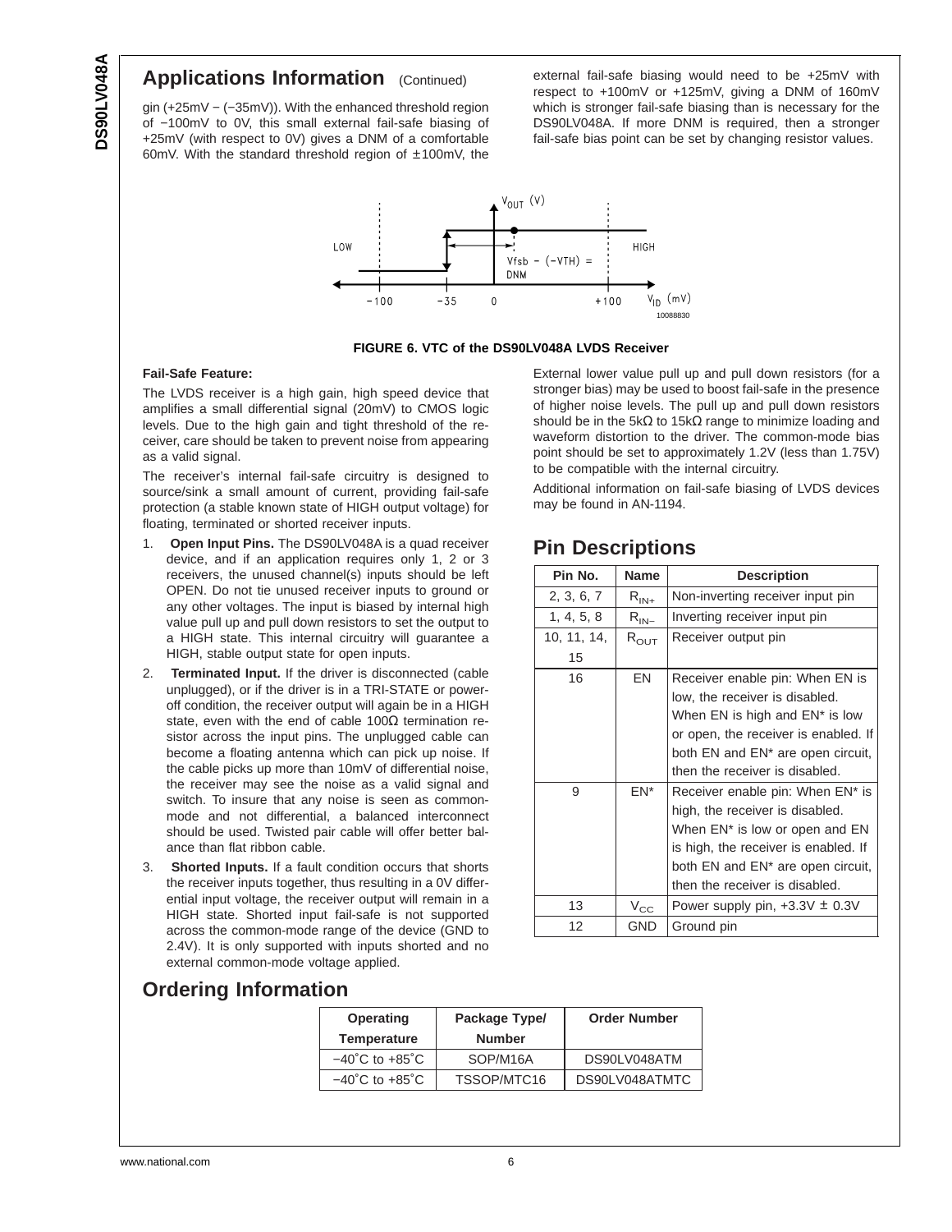## Applications Information (Continued)

gin (+25mV − (−35mV)). With the enhanced threshold region of −100mV to 0V, this small external fail-safe biasing of +25mV (with respect to 0V) gives a DNM of a comfortable 60mV. With the standard threshold region of ±100mV, the external fail-safe biasing would need to be +25mV with respect to +100mV or +125mV, giving a DNM of 160mV which is stronger fail-safe biasing than is necessary for the DS90LV048A. If more DNM is required, then a stronger fail-safe bias point can be set by changing resistor values.

**FIGURE 6. VTC of the DS90LV048A LVDS Receiver**

**Fail-Safe Feature:**

The LVDS receiver is a high gain, high speed device that amplifies a small differential signal (20mV) to CMOS logic levels. Due to the high gain and tight threshold of the receiver, care should be taken to prevent noise from appearing as a valid signal.

The receiver's internal fail-safe circuitry is designed to source/sink a small amount of current, providing fail-safe protection (a stable known state of HIGH output voltage) for floating, terminated or shorted receiver inputs.

1. **Open Input Pins.** The DS90LV048A is a quad receiver device, and if an application requires only 1, 2 or 3 receivers, the unused channel(s) inputs should be left OPEN. Do not tie unused receiver inputs to ground or any other voltages. The input is biased by internal high value pull up and pull down resistors to set the output to a HIGH state. This internal circuitry will guarantee a HIGH, stable output state for open inputs.
2. **Terminated Input.** If the driver is disconnected (cable unplugged), or if the driver is in a TRI-STATE or power-off condition, the receiver output will again be in a HIGH state, even with the end of cable 100Ω termination resistor across the input pins. The unplugged cable can become a floating antenna which can pick up noise. If the cable picks up more than 10mV of differential noise, the receiver may see the noise as a valid signal and switch. To insure that any noise is seen as common-mode and not differential, a balanced interconnect should be used. Twisted pair cable will offer better balance than flat ribbon cable.
3. **Shorted Inputs.** If a fault condition occurs that shorts the receiver inputs together, thus resulting in a 0V differential input voltage, the receiver output will remain in a HIGH state. Shorted input fail-safe is not supported across the common-mode range of the device (GND to 2.4V). It is only supported with inputs shorted and no external common-mode voltage applied.

External lower value pull up and pull down resistors (for a stronger bias) may be used to boost fail-safe in the presence of higher noise levels. The pull up and pull down resistors should be in the 5kΩ to 15kΩ range to minimize loading and waveform distortion to the driver. The common-mode bias point should be set to approximately 1.2V (less than 1.75V) to be compatible with the internal circuitry.

Additional information on fail-safe biasing of LVDS devices may be found in AN-1194.

## Pin Descriptions

| Pin No. | Name | Description |
|---|---|---|
| 2, 3, 6, 7 | $R_{IN+}$ | Non-inverting receiver input pin |
| 1, 4, 5, 8 | $R_{IN-}$ | Inverting receiver input pin |
| 10, 11, 14, 15 | $R_{OUT}$ | Receiver output pin |
| 16 | EN | Receiver enable pin: When EN is low, the receiver is disabled. When EN is high and EN* is low or open, the receiver is enabled. If both EN and EN* are open circuit, then the receiver is disabled. |
| 9 | EN* | Receiver enable pin: When EN* is high, the receiver is disabled. When EN* is low or open and EN is high, the receiver is enabled. If both EN and EN* are open circuit, then the receiver is disabled. |
| 13 | $V_{CC}$ | Power supply pin, +3.3V ± 0.3V |
| 12 | GND | Ground pin |

## Ordering Information

| Operating Temperature | Package Type/ Number | Order Number |
|---|---|---|
| −40˚C to +85˚C | SOP/M16A | DS90LV048ATM |
| −40˚C to +85˚C | TSSOP/MTC16 | DS90LV048ATMTC |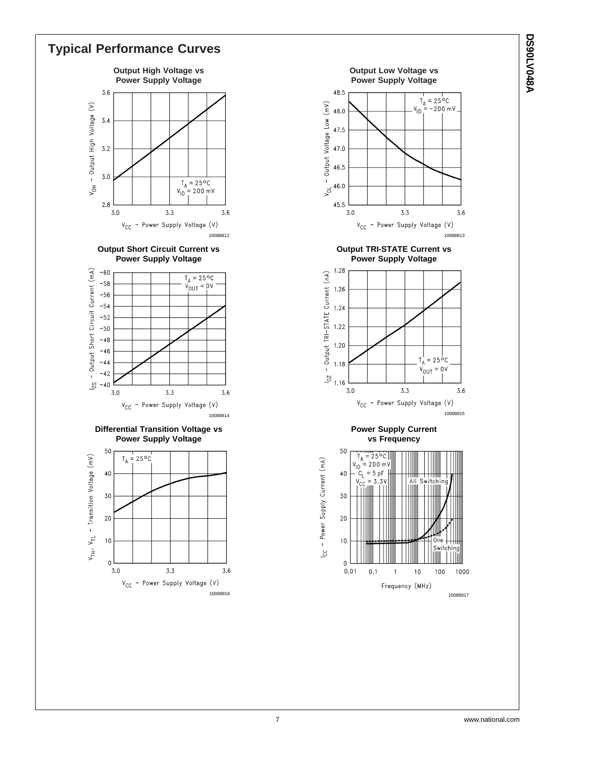## Typical Performance Curves

**Output High Voltage vs Power Supply Voltage**

10088812

**Output Low Voltage vs Power Supply Voltage**

10088813

**Output Short Circuit Current vs Power Supply Voltage**

10088814

**Output TRI-STATE Current vs Power Supply Voltage**

10088815

**Differential Transition Voltage vs Power Supply Voltage**

10088816

**Power Supply Current vs Frequency**

10088817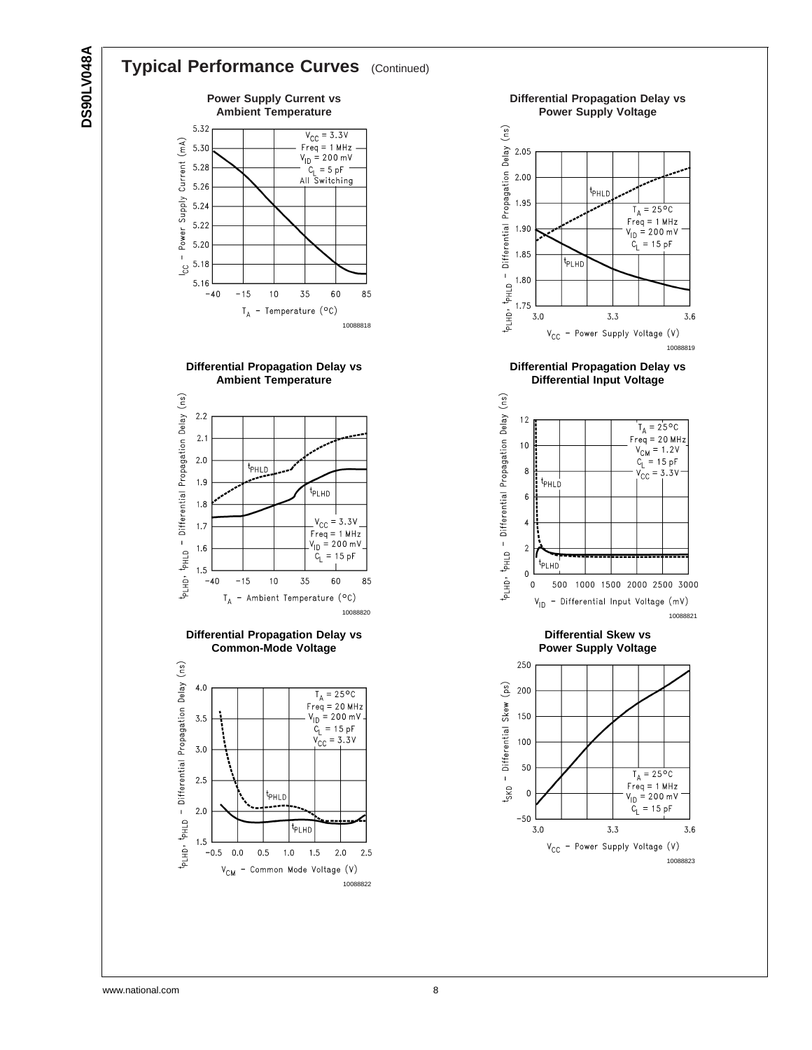## Typical Performance Curves (Continued)

**Power Supply Current vs Ambient Temperature**

$V_{CC}$ = 3.3V
Freq = 1 MHz
$V_{ID}$ = 200 mV
$C_L$ = 5 pF
All Switching

$I_{CC}$ – Power Supply Current (mA)

$T_A$ – Temperature (°C)

10088818

**Differential Propagation Delay vs Power Supply Voltage**

$T_A$ = 25°C
Freq = 1 MHz
$V_{ID}$ = 200 mV
$C_L$ = 15 pF

$t_{PLHD}$, $t_{PHLD}$ – Differential Propagation Delay (ns)

$V_{CC}$ – Power Supply Voltage (V)

10088819

**Differential Propagation Delay vs Ambient Temperature**

$V_{CC}$ = 3.3V
Freq = 1 MHz
$V_{ID}$ = 200 mV
$C_L$ = 15 pF

$t_{PLHD}$, $t_{PHLD}$ – Differential Propagation Delay (ns)

$T_A$ – Ambient Temperature (°C)

10088820

**Differential Propagation Delay vs Differential Input Voltage**

$T_A$ = 25°C
Freq = 20 MHz
$V_{CM}$ = 1.2V
$C_L$ = 15 pF
$V_{CC}$ = 3.3V

$t_{PLHD}$, $t_{PHLD}$ – Differential Propagation Delay (ns)

$V_{ID}$ – Differential Input Voltage (mV)

10088821

**Differential Propagation Delay vs Common-Mode Voltage**

$T_A$ = 25°C
Freq = 20 MHz
$V_{ID}$ = 200 mV
$C_L$ = 15 pF
$V_{CC}$ = 3.3V

$t_{PLHD}$, $t_{PHLD}$ – Differential Propagation Delay (ns)

$V_{CM}$ – Common Mode Voltage (V)

10088822

**Differential Skew vs Power Supply Voltage**

$T_A$ = 25°C
Freq = 1 MHz
$V_{ID}$ = 200 mV
$C_L$ = 15 pF

$t_{SKD}$ – Differential Skew (ps)

$V_{CC}$ – Power Supply Voltage (V)

10088823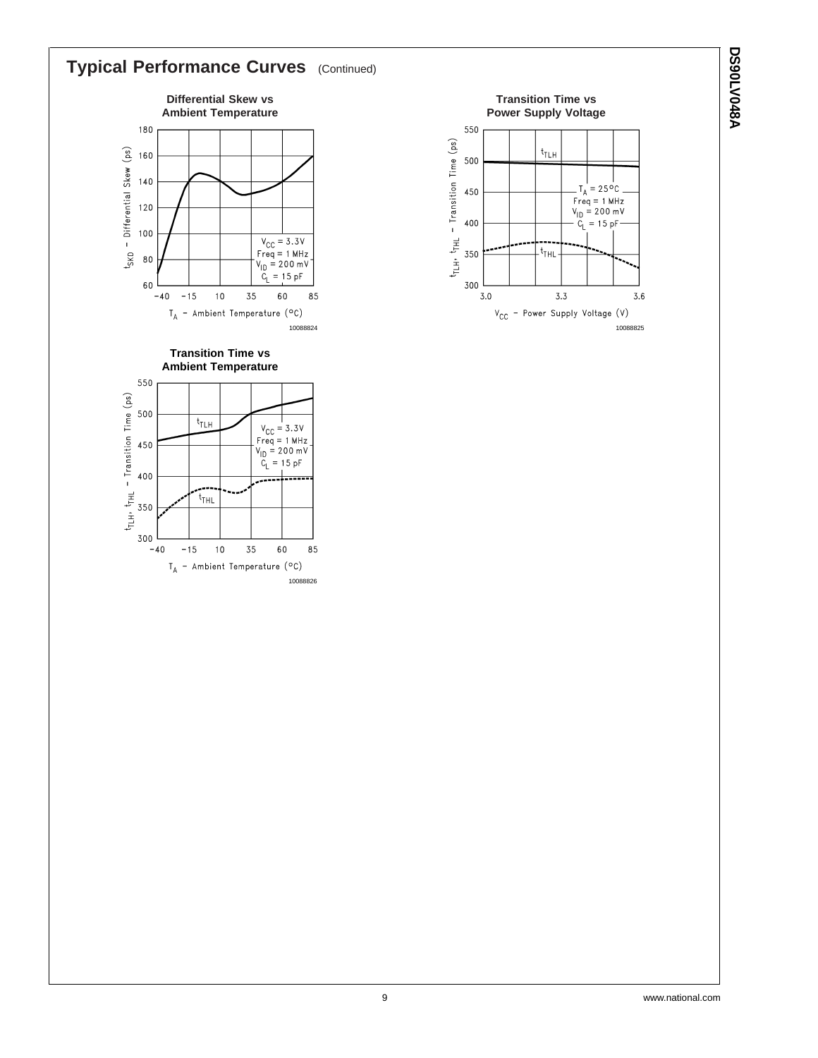## Typical Performance Curves (Continued)

**Differential Skew vs Ambient Temperature**

$t_{SKD}$ – Differential Skew (ps)

$V_{CC}$ = 3.3V
Freq = 1 MHz
$V_{ID}$ = 200 mV
$C_L$ = 15 pF

$T_A$ – Ambient Temperature (°C)

10088824

**Transition Time vs Power Supply Voltage**

$t_{TLH}$, $t_{THL}$ – Transition Time (ps)

$T_A$ = 25°C
Freq = 1 MHz
$V_{ID}$ = 200 mV
$C_L$ = 15 pF

$V_{CC}$ – Power Supply Voltage (V)

10088825

**Transition Time vs Ambient Temperature**

$t_{TLH}$, $t_{THL}$ – Transition Time (ps)

$V_{CC}$ = 3.3V
Freq = 1 MHz
$V_{ID}$ = 200 mV
$C_L$ = 15 pF

$T_A$ – Ambient Temperature (°C)

10088826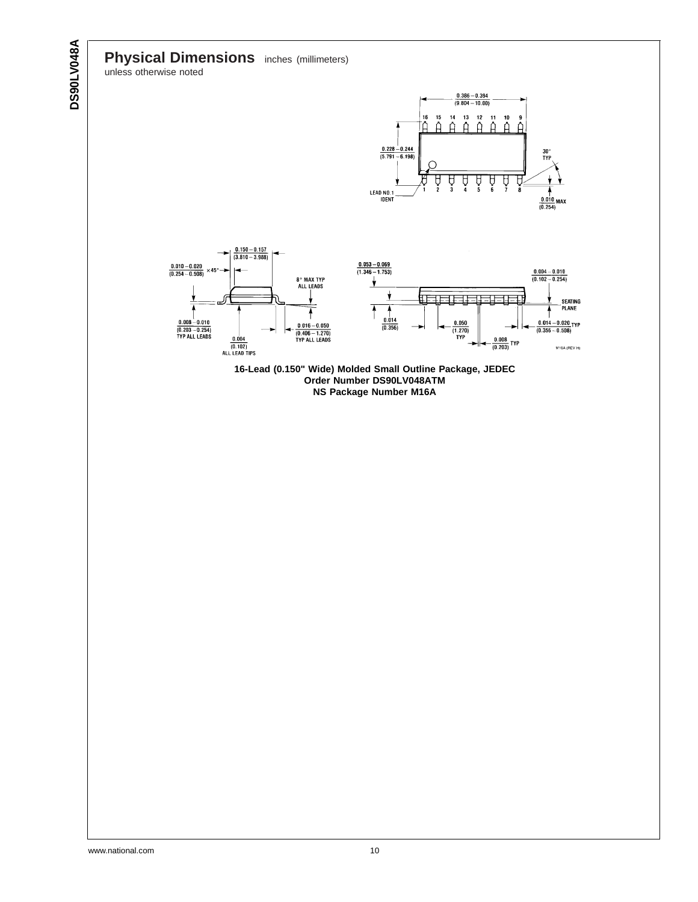## Physical Dimensions inches (millimeters) unless otherwise noted

**16-Lead (0.150" Wide) Molded Small Outline Package, JEDEC**
**Order Number DS90LV048ATM**
**NS Package Number M16A**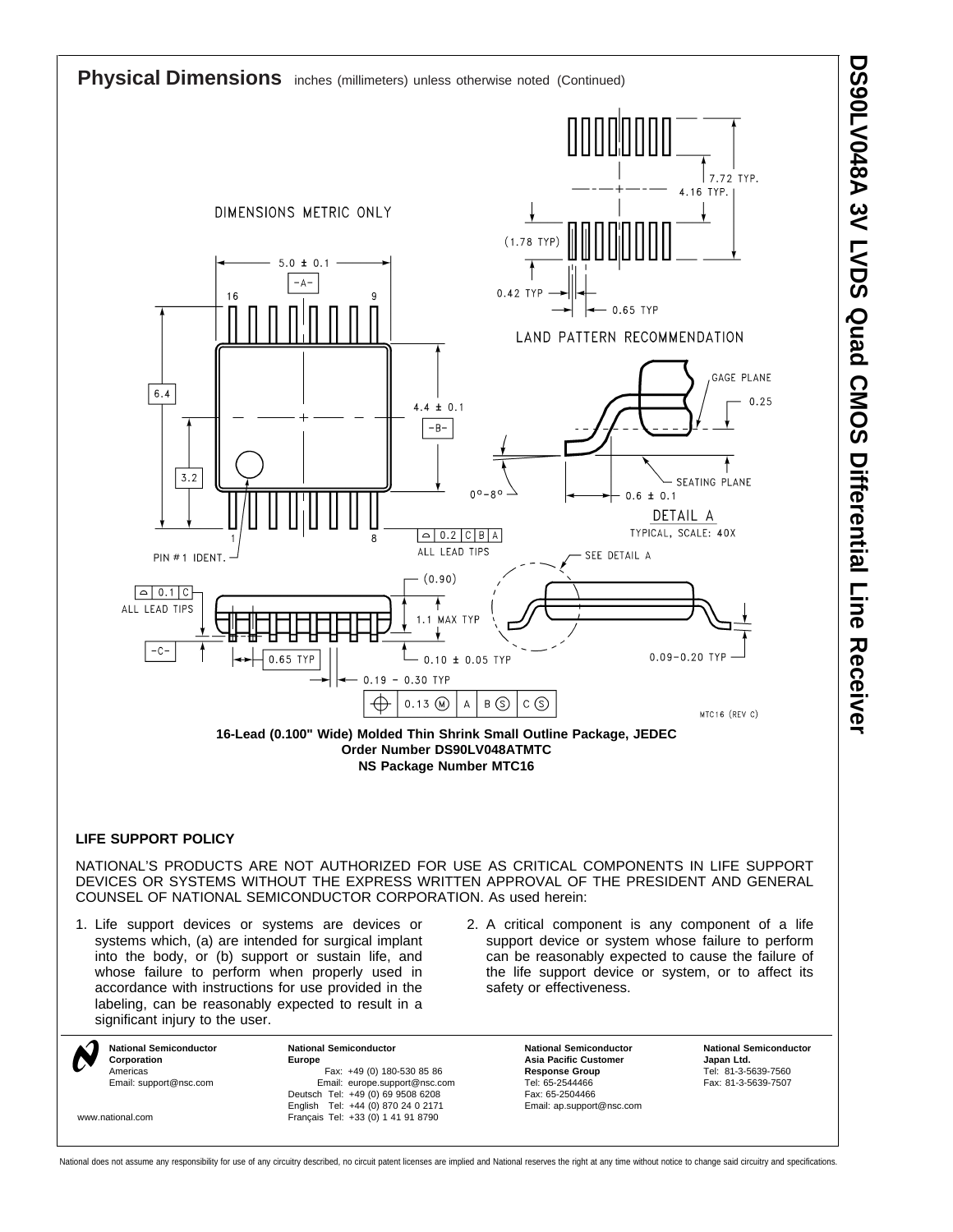## Physical Dimensions inches (millimeters) unless otherwise noted (Continued)

DIMENSIONS METRIC ONLY

5.0 ± 0.1
-A-
16
9
6.4
4.4 ± 0.1
-B-
3.2
1
8
PIN #1 IDENT.
0.2 C B A
ALL LEAD TIPS

7.72 TYP.
4.16 TYP.
(1.78 TYP)
0.42 TYP
0.65 TYP
LAND PATTERN RECOMMENDATION

GAGE PLANE
0.25
SEATING PLANE
0°-8°
0.6 ± 0.1
DETAIL A
TYPICAL, SCALE: 40X
SEE DETAIL A

0.1 C
ALL LEAD TIPS
-C-
0.65 TYP
(0.90)
1.1 MAX TYP
0.10 ± 0.05 TYP
0.19 - 0.30 TYP
0.13 (M) A B (S) C (S)
0.09-0.20 TYP
MTC16 (REV C)

**16-Lead (0.100" Wide) Molded Thin Shrink Small Outline Package, JEDEC**
**Order Number DS90LV048ATMTC**
**NS Package Number MTC16**

**LIFE SUPPORT POLICY**

NATIONAL'S PRODUCTS ARE NOT AUTHORIZED FOR USE AS CRITICAL COMPONENTS IN LIFE SUPPORT DEVICES OR SYSTEMS WITHOUT THE EXPRESS WRITTEN APPROVAL OF THE PRESIDENT AND GENERAL COUNSEL OF NATIONAL SEMICONDUCTOR CORPORATION. As used herein:

1. Life support devices or systems are devices or systems which, (a) are intended for surgical implant into the body, or (b) support or sustain life, and whose failure to perform when properly used in accordance with instructions for use provided in the labeling, can be reasonably expected to result in a significant injury to the user.
2. A critical component is any component of a life support device or system whose failure to perform can be reasonably expected to cause the failure of the life support device or system, or to affect its safety or effectiveness.

**National Semiconductor Corporation**
Americas
Email: support@nsc.com

www.national.com

**National Semiconductor Europe**
Fax: +49 (0) 180-530 85 86
Email: europe.support@nsc.com
Deutsch Tel: +49 (0) 69 9508 6208
English Tel: +44 (0) 870 24 0 2171
Français Tel: +33 (0) 1 41 91 8790

**National Semiconductor Asia Pacific Customer Response Group**
Tel: 65-2544466
Fax: 65-2504466
Email: ap.support@nsc.com

**National Semiconductor Japan Ltd.**
Tel: 81-3-5639-7560
Fax: 81-3-5639-7507

National does not assume any responsibility for use of any circuitry described, no circuit patent licenses are implied and National reserves the right at any time without notice to change said circuitry and specifications.